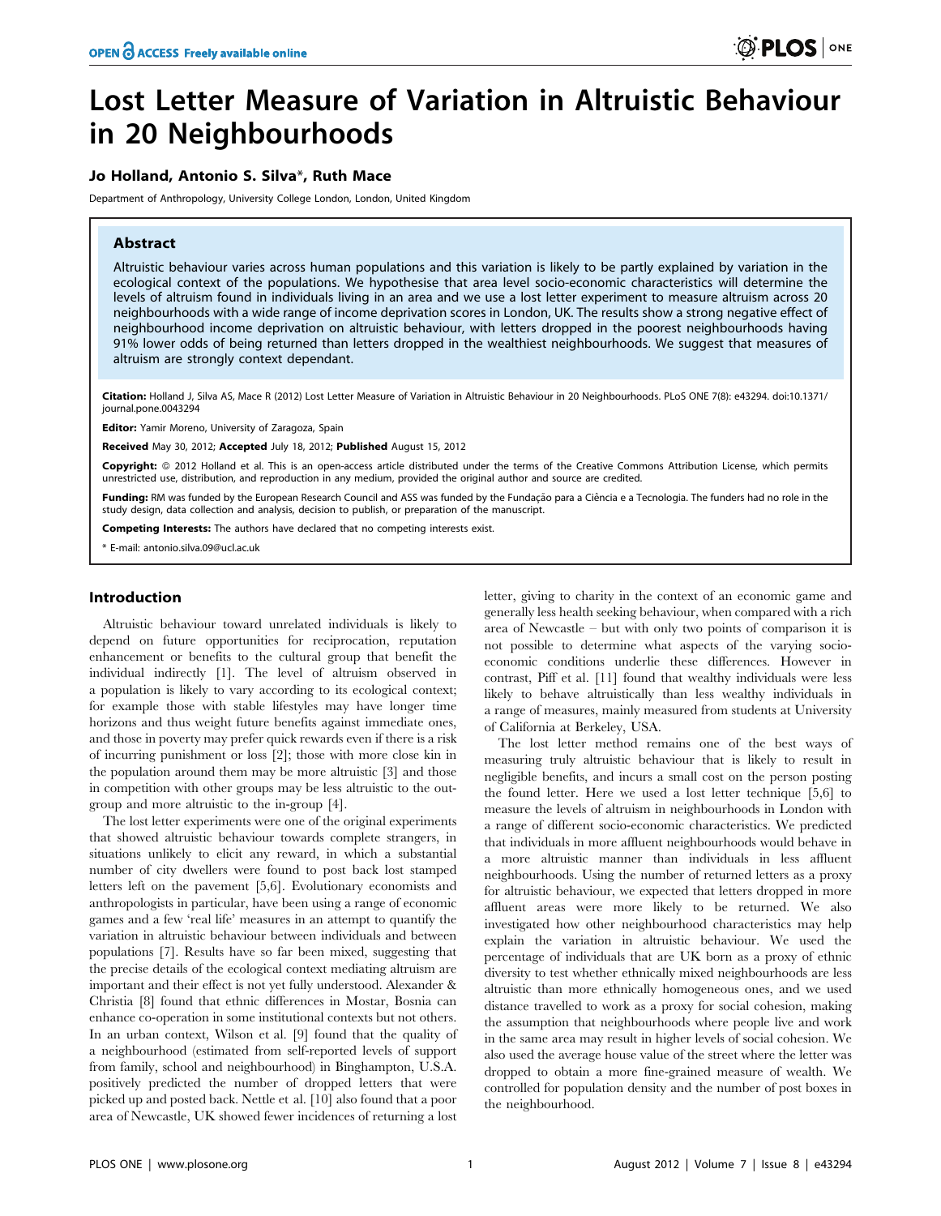# Lost Letter Measure of Variation in Altruistic Behaviour in 20 Neighbourhoods

**Jo Holland, Antonio S. Silva\*, Ruth Mace**

Department of Anthropology, University College London, London, United Kingdom

## Abstract

Altruistic behaviour varies across human populations and this variation is likely to be partly explained by variation in the ecological context of the populations. We hypothesise that area level socio-economic characteristics will determine the levels of altruism found in individuals living in an area and we use a lost letter experiment to measure altruism across 20 neighbourhoods with a wide range of income deprivation scores in London, UK. The results show a strong negative effect of neighbourhood income deprivation on altruistic behaviour, with letters dropped in the poorest neighbourhoods having 91% lower odds of being returned than letters dropped in the wealthiest neighbourhoods. We suggest that measures of altruism are strongly context dependant.

**Citation:** Holland J, Silva AS, Mace R (2012) Lost Letter Measure of Variation in Altruistic Behaviour in 20 Neighbourhoods. PLoS ONE 7(8): e43294. doi:10.1371/journal.pone.0043294

**Editor:** Yamir Moreno, University of Zaragoza, Spain

**Received** May 30, 2012; **Accepted** July 18, 2012; **Published** August 15, 2012

**Copyright:** © 2012 Holland et al. This is an open-access article distributed under the terms of the Creative Commons Attribution License, which permits unrestricted use, distribution, and reproduction in any medium, provided the original author and source are credited.

**Funding:** RM was funded by the European Research Council and ASS was funded by the Fundação para a Ciência e a Tecnologia. The funders had no role in the study design, data collection and analysis, decision to publish, or preparation of the manuscript.

**Competing Interests:** The authors have declared that no competing interests exist.

\* E-mail: antonio.silva.09@ucl.ac.uk

## Introduction

Altruistic behaviour toward unrelated individuals is likely to depend on future opportunities for reciprocation, reputation enhancement or benefits to the cultural group that benefit the individual indirectly [1]. The level of altruism observed in a population is likely to vary according to its ecological context; for example those with stable lifestyles may have longer time horizons and thus weight future benefits against immediate ones, and those in poverty may prefer quick rewards even if there is a risk of incurring punishment or loss [2]; those with more close kin in the population around them may be more altruistic [3] and those in competition with other groups may be less altruistic to the out-group and more altruistic to the in-group [4].

The lost letter experiments were one of the original experiments that showed altruistic behaviour towards complete strangers, in situations unlikely to elicit any reward, in which a substantial number of city dwellers were found to post back lost stamped letters left on the pavement [5,6]. Evolutionary economists and anthropologists in particular, have been using a range of economic games and a few 'real life' measures in an attempt to quantify the variation in altruistic behaviour between individuals and between populations [7]. Results have so far been mixed, suggesting that the precise details of the ecological context mediating altruism are important and their effect is not yet fully understood. Alexander & Christia [8] found that ethnic differences in Mostar, Bosnia can enhance co-operation in some institutional contexts but not others. In an urban context, Wilson et al. [9] found that the quality of a neighbourhood (estimated from self-reported levels of support from family, school and neighbourhood) in Binghampton, U.S.A. positively predicted the number of dropped letters that were picked up and posted back. Nettle et al. [10] also found that a poor area of Newcastle, UK showed fewer incidences of returning a lost letter, giving to charity in the context of an economic game and generally less health seeking behaviour, when compared with a rich area of Newcastle – but with only two points of comparison it is not possible to determine what aspects of the varying socio-economic conditions underlie these differences. However in contrast, Piff et al. [11] found that wealthy individuals were less likely to behave altruistically than less wealthy individuals in a range of measures, mainly measured from students at University of California at Berkeley, USA.

The lost letter method remains one of the best ways of measuring truly altruistic behaviour that is likely to result in negligible benefits, and incurs a small cost on the person posting the found letter. Here we used a lost letter technique [5,6] to measure the levels of altruism in neighbourhoods in London with a range of different socio-economic characteristics. We predicted that individuals in more affluent neighbourhoods would behave in a more altruistic manner than individuals in less affluent neighbourhoods. Using the number of returned letters as a proxy for altruistic behaviour, we expected that letters dropped in more affluent areas were more likely to be returned. We also investigated how other neighbourhood characteristics may help explain the variation in altruistic behaviour. We used the percentage of individuals that are UK born as a proxy of ethnic diversity to test whether ethnically mixed neighbourhoods are less altruistic than more ethnically homogeneous ones, and we used distance travelled to work as a proxy for social cohesion, making the assumption that neighbourhoods where people live and work in the same area may result in higher levels of social cohesion. We also used the average house value of the street where the letter was dropped to obtain a more fine-grained measure of wealth. We controlled for population density and the number of post boxes in the neighbourhood.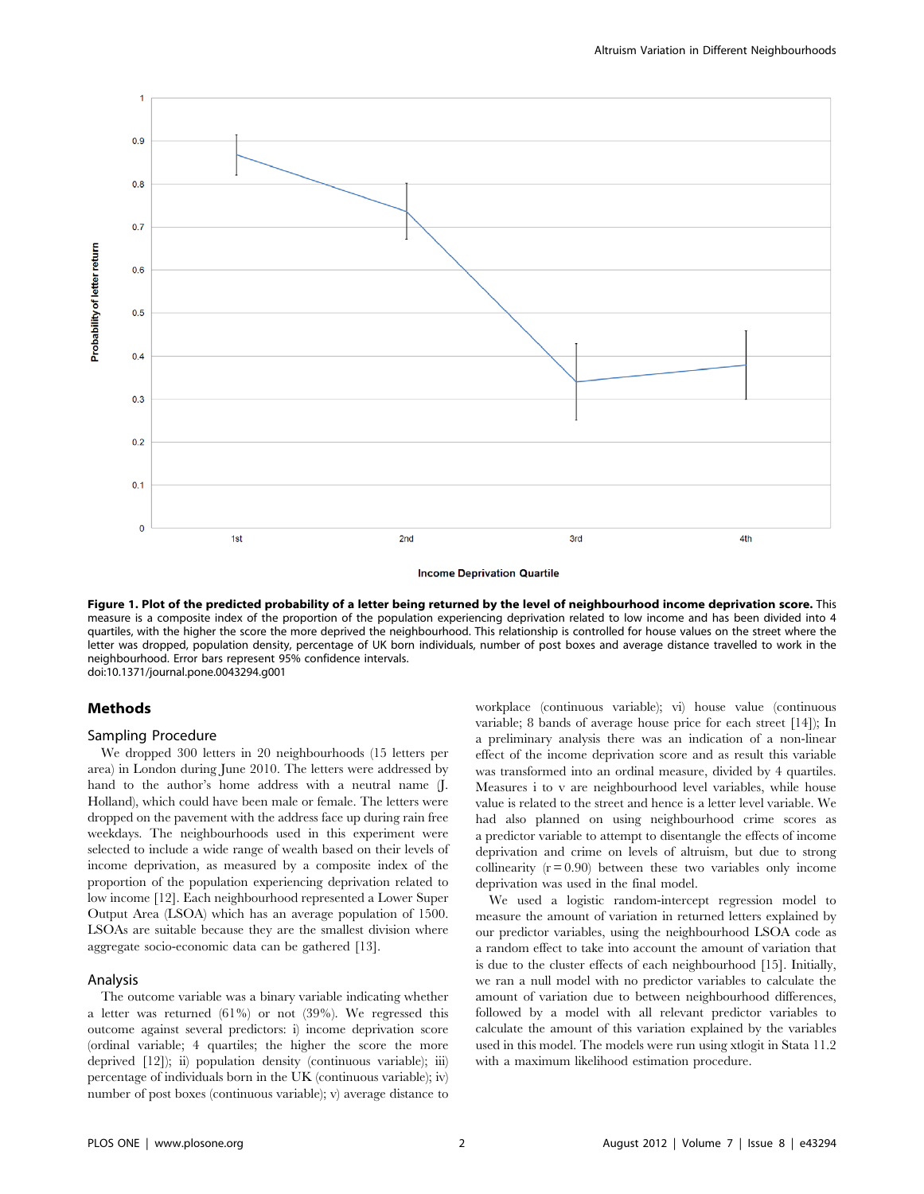**Figure 1. Plot of the predicted probability of a letter being returned by the level of neighbourhood income deprivation score.** This measure is a composite index of the proportion of the population experiencing deprivation related to low income and has been divided into 4 quartiles, with the higher the score the more deprived the neighbourhood. This relationship is controlled for house values on the street where the letter was dropped, population density, percentage of UK born individuals, number of post boxes and average distance travelled to work in the neighbourhood. Error bars represent 95% confidence intervals.
doi:10.1371/journal.pone.0043294.g001

## Methods

### Sampling Procedure

We dropped 300 letters in 20 neighbourhoods (15 letters per area) in London during June 2010. The letters were addressed by hand to the author's home address with a neutral name (J. Holland), which could have been male or female. The letters were dropped on the pavement with the address face up during rain free weekdays. The neighbourhoods used in this experiment were selected to include a wide range of wealth based on their levels of income deprivation, as measured by a composite index of the proportion of the population experiencing deprivation related to low income [12]. Each neighbourhood represented a Lower Super Output Area (LSOA) which has an average population of 1500. LSOAs are suitable because they are the smallest division where aggregate socio-economic data can be gathered [13].

### Analysis

The outcome variable was a binary variable indicating whether a letter was returned (61%) or not (39%). We regressed this outcome against several predictors: i) income deprivation score (ordinal variable; 4 quartiles; the higher the score the more deprived [12]); ii) population density (continuous variable); iii) percentage of individuals born in the UK (continuous variable); iv) number of post boxes (continuous variable); v) average distance to workplace (continuous variable); vi) house value (continuous variable; 8 bands of average house price for each street [14]); In a preliminary analysis there was an indication of a non-linear effect of the income deprivation score and as result this variable was transformed into an ordinal measure, divided by 4 quartiles. Measures i to v are neighbourhood level variables, while house value is related to the street and hence is a letter level variable. We had also planned on using neighbourhood crime scores as a predictor variable to attempt to disentangle the effects of income deprivation and crime on levels of altruism, but due to strong collinearity ($r = 0.90$) between these two variables only income deprivation was used in the final model.

We used a logistic random-intercept regression model to measure the amount of variation in returned letters explained by our predictor variables, using the neighbourhood LSOA code as a random effect to take into account the amount of variation that is due to the cluster effects of each neighbourhood [15]. Initially, we ran a null model with no predictor variables to calculate the amount of variation due to between neighbourhood differences, followed by a model with all relevant predictor variables to calculate the amount of this variation explained by the variables used in this model. The models were run using xtlogit in Stata 11.2 with a maximum likelihood estimation procedure.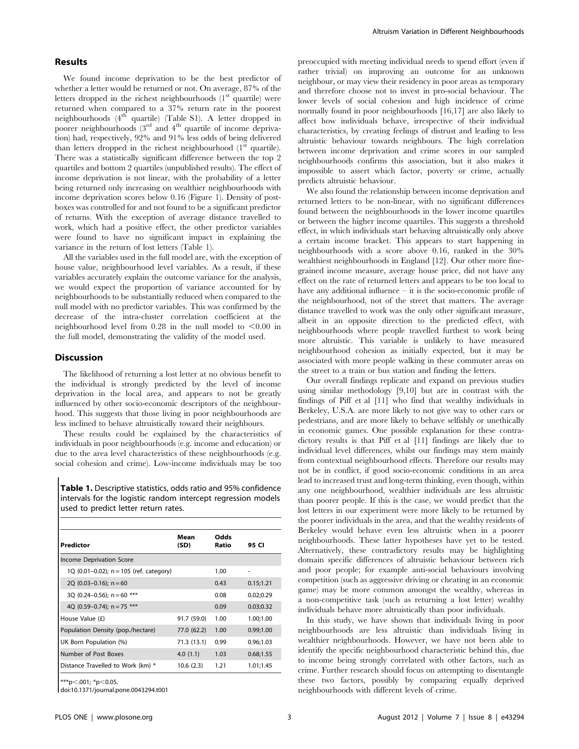## Results

We found income deprivation to be the best predictor of whether a letter would be returned or not. On average, 87% of the letters dropped in the richest neighbourhoods ($1^{st}$ quartile) were returned when compared to a 37% return rate in the poorest neighbourhoods ($4^{th}$ quartile) (Table S1). A letter dropped in poorer neighbourhoods ($3^{rd}$ and $4^{th}$ quartile of income deprivation) had, respectively, 92% and 91% less odds of being delivered than letters dropped in the richest neighbourhood ($1^{st}$ quartile). There was a statistically significant difference between the top 2 quartiles and bottom 2 quartiles (unpublished results). The effect of income deprivation is not linear, with the probability of a letter being returned only increasing on wealthier neighbourhoods with income deprivation scores below 0.16 (Figure 1). Density of postboxes was controlled for and not found to be a significant predictor of returns. With the exception of average distance travelled to work, which had a positive effect, the other predictor variables were found to have no significant impact in explaining the variance in the return of lost letters (Table 1).

All the variables used in the full model are, with the exception of house value, neighbourhood level variables. As a result, if these variables accurately explain the outcome variance for the analysis, we would expect the proportion of variance accounted for by neighbourhoods to be substantially reduced when compared to the null model with no predictor variables. This was confirmed by the decrease of the intra-cluster correlation coefficient at the neighbourhood level from 0.28 in the null model to $<0.00$ in the full model, demonstrating the validity of the model used.

## Discussion

The likelihood of returning a lost letter at no obvious benefit to the individual is strongly predicted by the level of income deprivation in the local area, and appears to not be greatly influenced by other socio-economic descriptors of the neighbourhood. This suggests that those living in poor neighbourhoods are less inclined to behave altruistically toward their neighbours.

These results could be explained by the characteristics of individuals in poor neighbourhoods (e.g. income and education) or due to the area level characteristics of these neighbourhoods (e.g. social cohesion and crime). Low-income individuals may be too preoccupied with meeting individual needs to spend effort (even if rather trivial) on improving an outcome for an unknown neighbour, or may view their residency in poor areas as temporary and therefore choose not to invest in pro-social behaviour. The lower levels of social cohesion and high incidence of crime normally found in poor neighbourhoods [16,17] are also likely to affect how individuals behave, irrespective of their individual characteristics, by creating feelings of distrust and leading to less altruistic behaviour towards neighbours. The high correlation between income deprivation and crime scores in our sampled neighbourhoods confirms this association, but it also makes it impossible to assert which factor, poverty or crime, actually predicts altruistic behaviour.

We also found the relationship between income deprivation and returned letters to be non-linear, with no significant differences found between the neighbourhoods in the lower income quartiles or between the higher income quartiles. This suggests a threshold effect, in which individuals start behaving altruistically only above a certain income bracket. This appears to start happening in neighbourhoods with a score above 0.16, ranked in the 30% wealthiest neighbourhoods in England [12]. Our other more fine-grained income measure, average house price, did not have any effect on the rate of returned letters and appears to be too local to have any additional influence – it is the socio-economic profile of the neighbourhood, not of the street that matters. The average distance travelled to work was the only other significant measure, albeit in an opposite direction to the predicted effect, with neighbourhoods where people travelled furthest to work being more altruistic. This variable is unlikely to have measured neighbourhood cohesion as initially expected, but it may be associated with more people walking in these commuter areas on the street to a train or bus station and finding the letters.

Our overall findings replicate and expand on previous studies using similar methodology [9,10] but are in contrast with the findings of Piff et al [11] who find that wealthy individuals in Berkeley, U.S.A. are more likely to not give way to other cars or pedestrians, and are more likely to behave selfishly or unethically in economic games. One possible explanation for these contradictory results is that Piff et al [11] findings are likely due to individual level differences, whilst our findings may stem mainly from contextual neighbourhood effects. Therefore our results may not be in conflict, if good socio-economic conditions in an area lead to increased trust and long-term thinking, even though, within any one neighbourhood, wealthier individuals are less altruistic than poorer people. If this is the case, we would predict that the lost letters in our experiment were more likely to be returned by the poorer individuals in the area, and that the wealthy residents of Berkeley would behave even less altruistic when in a poorer neighbourhoods. These latter hypotheses have yet to be tested. Alternatively, these contradictory results may be highlighting domain specific differences of altruistic behaviour between rich and poor people; for example anti-social behaviours involving competition (such as aggressive driving or cheating in an economic game) may be more common amongst the wealthy, whereas in a non-competitive task (such as returning a lost letter) wealthy individuals behave more altruistically than poor individuals.

In this study, we have shown that individuals living in poor neighbourhoods are less altruistic than individuals living in wealthier neighbourhoods. However, we have not been able to identify the specific neighbourhood characteristic behind this, due to income being strongly correlated with other factors, such as crime. Further research should focus on attempting to disentangle these two factors, possibly by comparing equally deprived neighbourhoods with different levels of crime.

**Table 1.** Descriptive statistics, odds ratio and 95% confidence intervals for the logistic random intercept regression models used to predict letter return rates.

| Predictor | Mean (SD) | Odds Ratio | 95 CI |
|---|---|---|---|
| Income Deprivation Score | | | |
| 1Q (0.01–0.02); n = 105 (ref. category) | | 1.00 | - |
| 2Q (0.03–0.16); n = 60 | | 0.43 | 0.15;1.21 |
| 3Q (0.24–0.56); n = 60 *** | | 0.08 | 0.02;0.29 |
| 4Q (0.59–0.74); n = 75 *** | | 0.09 | 0.03;0.32 |
| House Value (£) | 91.7 (59.0) | 1.00 | 1.00;1.00 |
| Population Density (pop./hectare) | 77.0 (62.2) | 1.00 | 0.99;1.00 |
| UK Born Population (%) | 71.3 (13.1) | 0.99 | 0.96;1.03 |
| Number of Post Boxes | 4.0 (1.1) | 1.03 | 0.68;1.55 |
| Distance Travelled to Work (km) * | 10.6 (2.3) | 1.21 | 1.01;1.45 |

***$p<.001$; *$p<0.05$.

doi:10.1371/journal.pone.0043294.t001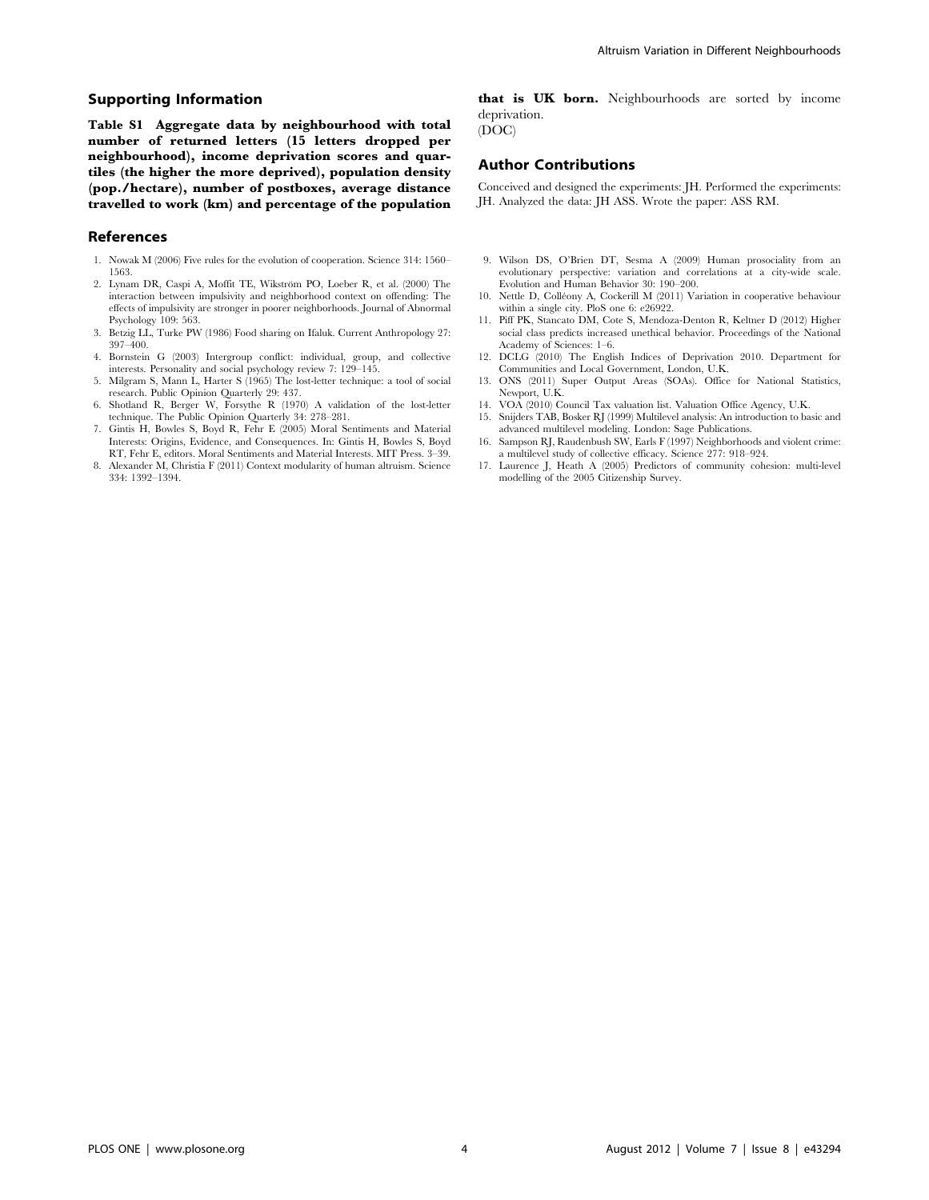## Supporting Information

**Table S1 Aggregate data by neighbourhood with total number of returned letters (15 letters dropped per neighbourhood), income deprivation scores and quartiles (the higher the more deprived), population density (pop./hectare), number of postboxes, average distance travelled to work (km) and percentage of the population that is UK born.** Neighbourhoods are sorted by income deprivation.
(DOC)

## Author Contributions

Conceived and designed the experiments: JH. Performed the experiments: JH. Analyzed the data: JH ASS. Wrote the paper: ASS RM.

## References

1. Nowak M (2006) Five rules for the evolution of cooperation. Science 314: 1560–1563.
2. Lynam DR, Caspi A, Moffit TE, Wikström PO, Loeber R, et al. (2000) The interaction between impulsivity and neighborhood context on offending: The effects of impulsivity are stronger in poorer neighborhoods. Journal of Abnormal Psychology 109: 563.
3. Betzig LL, Turke PW (1986) Food sharing on Ifaluk. Current Anthropology 27: 397–400.
4. Bornstein G (2003) Intergroup conflict: individual, group, and collective interests. Personality and social psychology review 7: 129–145.
5. Milgram S, Mann L, Harter S (1965) The lost-letter technique: a tool of social research. Public Opinion Quarterly 29: 437.
6. Shotland R, Berger W, Forsythe R (1970) A validation of the lost-letter technique. The Public Opinion Quarterly 34: 278–281.
7. Gintis H, Bowles S, Boyd R, Fehr E (2005) Moral Sentiments and Material Interests: Origins, Evidence, and Consequences. In: Gintis H, Bowles S, Boyd RT, Fehr E, editors. Moral Sentiments and Material Interests. MIT Press. 3–39.
8. Alexander M, Christia F (2011) Context modularity of human altruism. Science 334: 1392–1394.
9. Wilson DS, O'Brien DT, Sesma A (2009) Human prosociality from an evolutionary perspective: variation and correlations at a city-wide scale. Evolution and Human Behavior 30: 190–200.
10. Nettle D, Colléony A, Cockerill M (2011) Variation in cooperative behaviour within a single city. PloS one 6: e26922.
11. Piff PK, Stancato DM, Cote S, Mendoza-Denton R, Keltner D (2012) Higher social class predicts increased unethical behavior. Proceedings of the National Academy of Sciences: 1–6.
12. DCLG (2010) The English Indices of Deprivation 2010. Department for Communities and Local Government, London, U.K.
13. ONS (2011) Super Output Areas (SOAs). Office for National Statistics, Newport, U.K.
14. VOA (2010) Council Tax valuation list. Valuation Office Agency, U.K.
15. Snijders TAB, Bosker RJ (1999) Multilevel analysis: An introduction to basic and advanced multilevel modeling. London: Sage Publications.
16. Sampson RJ, Raudenbush SW, Earls F (1997) Neighborhoods and violent crime: a multilevel study of collective efficacy. Science 277: 918–924.
17. Laurence J, Heath A (2005) Predictors of community cohesion: multi-level modelling of the 2005 Citizenship Survey.